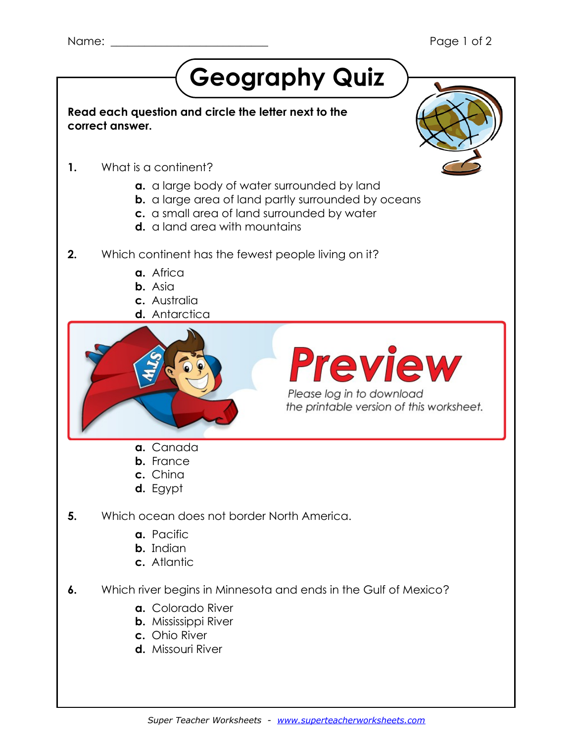Name: ___________________________

# Geography Quiz

**Read each question and circle the letter next to the correct answer.**

**1.** What is a continent?

- **a.** a large body of water surrounded by land
- **b.** a large area of land partly surrounded by oceans
- **c.** a small area of land surrounded by water
- **d.** a land area with mountains

**2.** Which continent has the fewest people living on it?

- **a.** Africa
- **b.** Asia
- **c.** Australia
- **d.** Antarctica

Preview

*Please log in to download the printable version of this worksheet.*

- **a.** Canada
- **b.** France
- **c.** China
- **d.** Egypt

**5.** Which ocean does not border North America.

- **a.** Pacific
- **b.** Indian
- **c.** Atlantic

**6.** Which river begins in Minnesota and ends in the Gulf of Mexico?

- **a.** Colorado River
- **b.** Mississippi River
- **c.** Ohio River
- **d.** Missouri River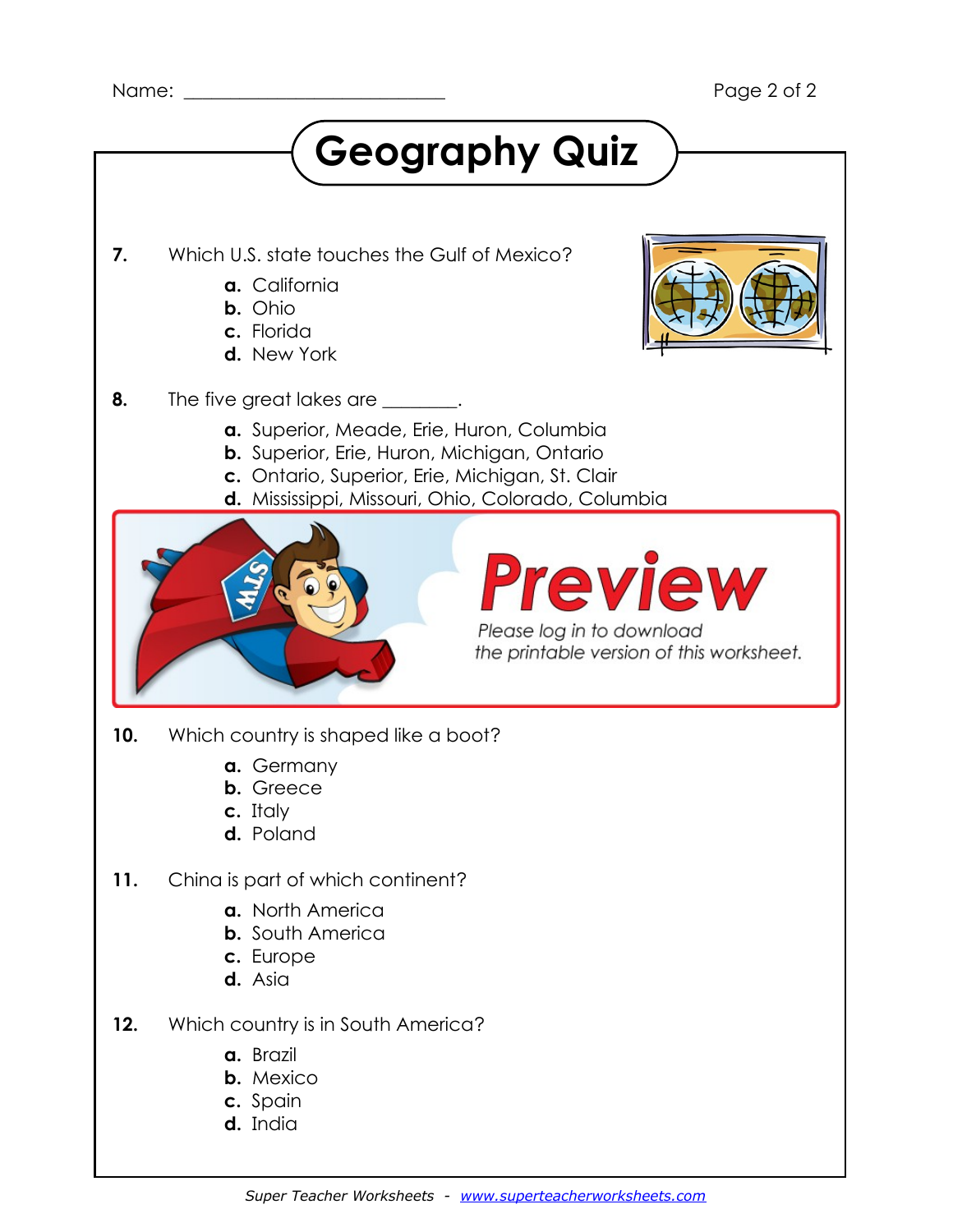Name: ___________________________

# Geography Quiz

**7.** Which U.S. state touches the Gulf of Mexico?

**a.** California
**b.** Ohio
**c.** Florida
**d.** New York

**8.** The five great lakes are ________.

**a.** Superior, Meade, Erie, Huron, Columbia
**b.** Superior, Erie, Huron, Michigan, Ontario
**c.** Ontario, Superior, Erie, Michigan, St. Clair
**d.** Mississippi, Missouri, Ohio, Colorado, Columbia

**Preview**

*Please log in to download the printable version of this worksheet.*

**10.** Which country is shaped like a boot?

**a.** Germany
**b.** Greece
**c.** Italy
**d.** Poland

**11.** China is part of which continent?

**a.** North America
**b.** South America
**c.** Europe
**d.** Asia

**12.** Which country is in South America?

**a.** Brazil
**b.** Mexico
**c.** Spain
**d.** India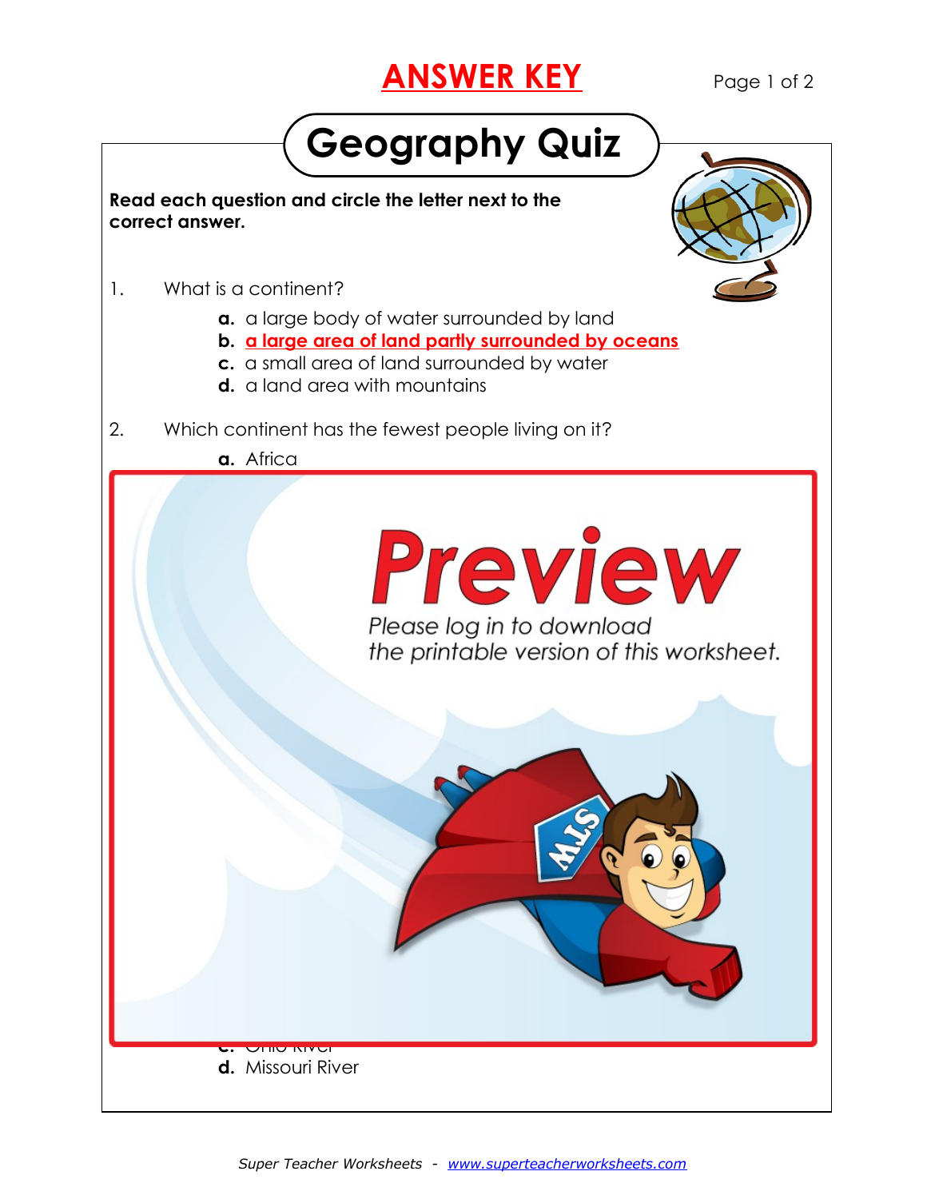**ANSWER KEY**

# Geography Quiz

**Read each question and circle the letter next to the correct answer.**

1. What is a continent?

   **a.** a large body of water surrounded by land
   **b.** **a large area of land partly surrounded by oceans**
   **c.** a small area of land surrounded by water
   **d.** a land area with mountains

2. Which continent has the fewest people living on it?

   **a.** Africa

Preview

*Please log in to download the printable version of this worksheet.*

   **d.** Missouri River

*Super Teacher Worksheets - www.superteacherworksheets.com*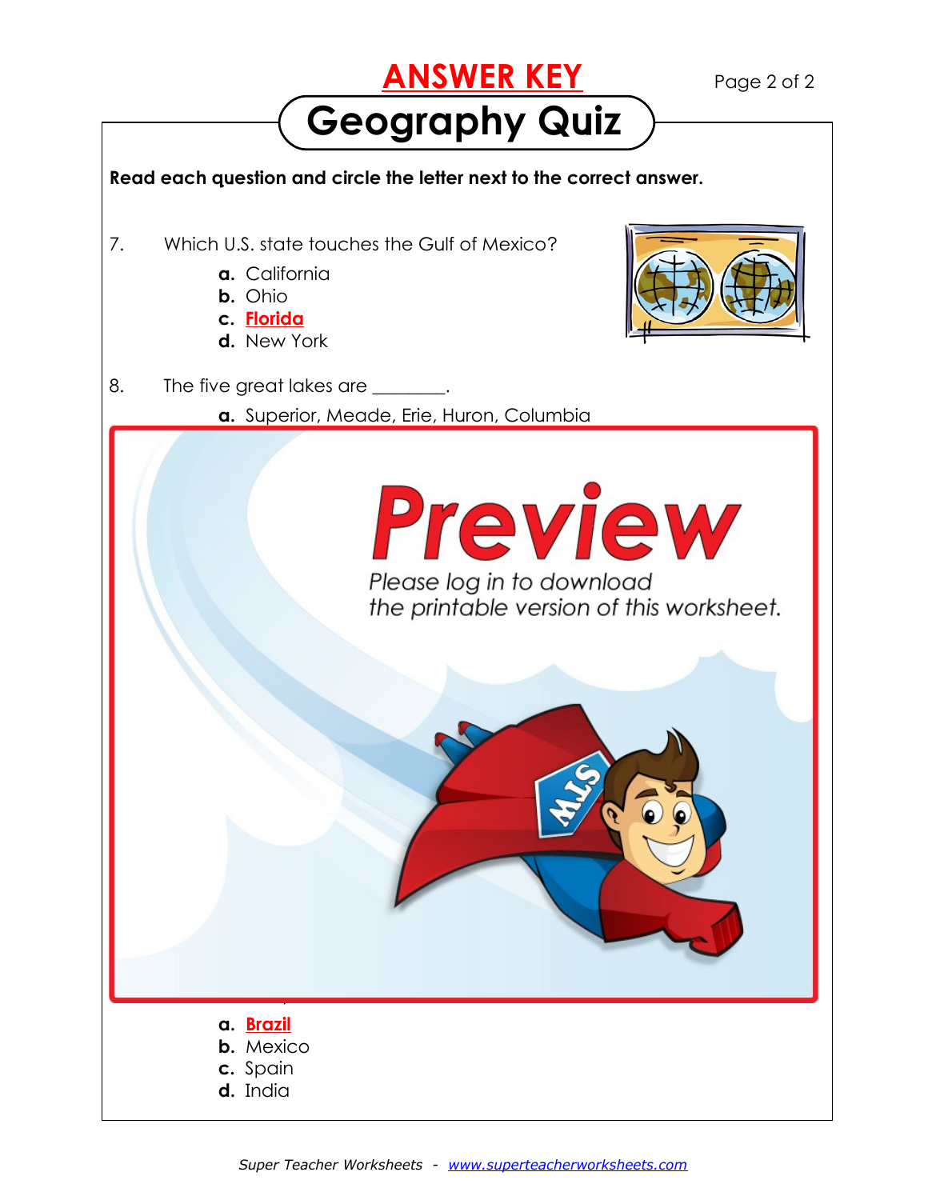**ANSWER KEY**

# Geography Quiz

**Read each question and circle the letter next to the correct answer.**

7. Which U.S. state touches the Gulf of Mexico?
   - **a.** California
   - **b.** Ohio
   - **c.** **Florida**
   - **d.** New York

8. The five great lakes are ________.
   - **a.** Superior, Meade, Erie, Huron, Columbia

Preview

*Please log in to download the printable version of this worksheet.*

- **a.** **Brazil**
- **b.** Mexico
- **c.** Spain
- **d.** India

*Super Teacher Worksheets - www.superteacherworksheets.com*